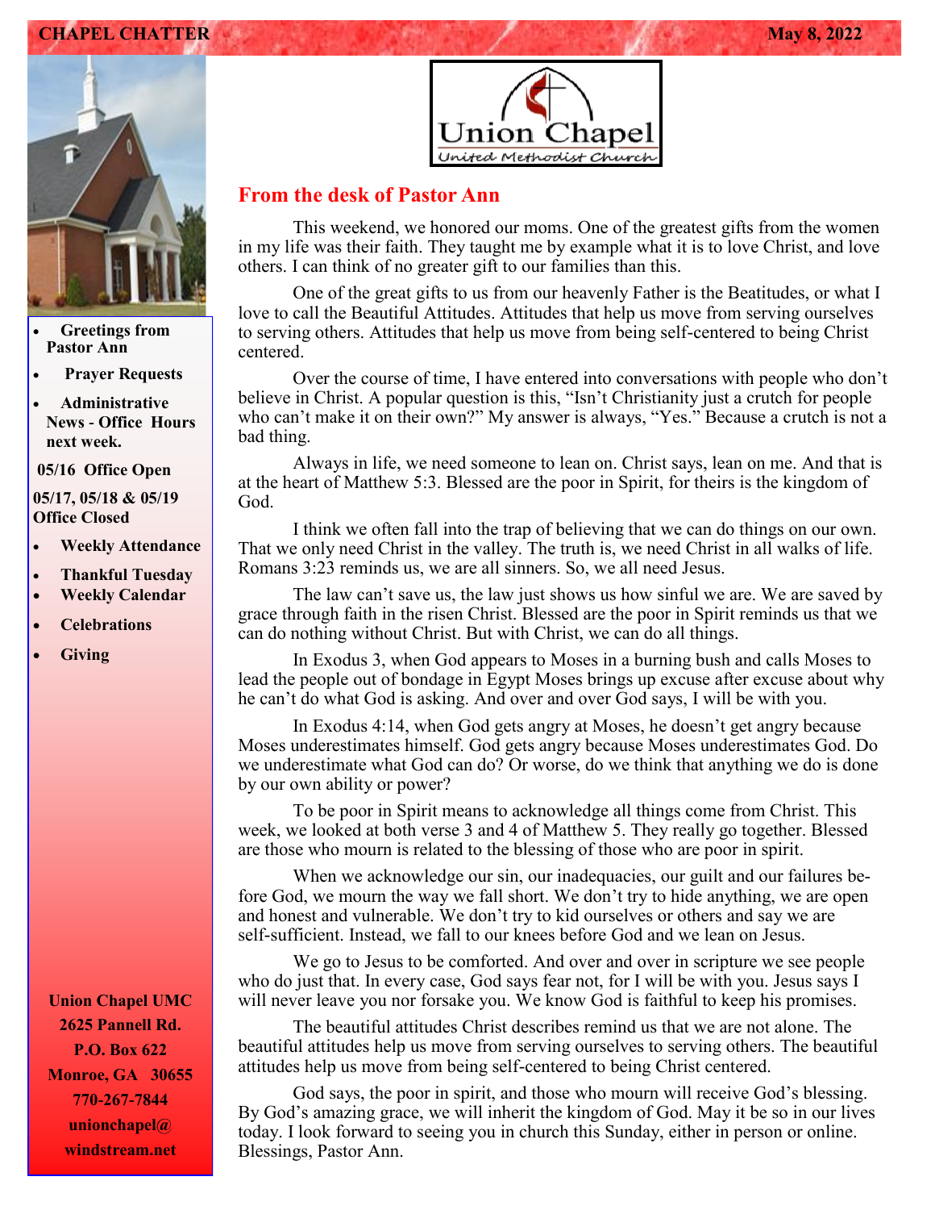CHAPEL CHATTER

May 8, 2022

- Greetings from Pastor Ann
- Prayer Requests
- Administrative News - Office Hours next week.

05/16 Office Open

05/17, 05/18 & 05/19 Office Closed

- Weekly Attendance
- Thankful Tuesday
- Weekly Calendar
- Celebrations
- Giving

Union Chapel UMC
2625 Pannell Rd.
P.O. Box 622
Monroe, GA 30655
770-267-7844
unionchapel@windstream.net

Union Chapel
United Methodist Church

## From the desk of Pastor Ann

This weekend, we honored our moms. One of the greatest gifts from the women in my life was their faith. They taught me by example what it is to love Christ, and love others. I can think of no greater gift to our families than this.

One of the great gifts to us from our heavenly Father is the Beatitudes, or what I love to call the Beautiful Attitudes. Attitudes that help us move from serving ourselves to serving others. Attitudes that help us move from being self-centered to being Christ centered.

Over the course of time, I have entered into conversations with people who don't believe in Christ. A popular question is this, "Isn't Christianity just a crutch for people who can't make it on their own?" My answer is always, "Yes." Because a crutch is not a bad thing.

Always in life, we need someone to lean on. Christ says, lean on me. And that is at the heart of Matthew 5:3. Blessed are the poor in Spirit, for theirs is the kingdom of God.

I think we often fall into the trap of believing that we can do things on our own. That we only need Christ in the valley. The truth is, we need Christ in all walks of life. Romans 3:23 reminds us, we are all sinners. So, we all need Jesus.

The law can't save us, the law just shows us how sinful we are. We are saved by grace through faith in the risen Christ. Blessed are the poor in Spirit reminds us that we can do nothing without Christ. But with Christ, we can do all things.

In Exodus 3, when God appears to Moses in a burning bush and calls Moses to lead the people out of bondage in Egypt Moses brings up excuse after excuse about why he can't do what God is asking. And over and over God says, I will be with you.

In Exodus 4:14, when God gets angry at Moses, he doesn't get angry because Moses underestimates himself. God gets angry because Moses underestimates God. Do we underestimate what God can do? Or worse, do we think that anything we do is done by our own ability or power?

To be poor in Spirit means to acknowledge all things come from Christ. This week, we looked at both verse 3 and 4 of Matthew 5. They really go together. Blessed are those who mourn is related to the blessing of those who are poor in spirit.

When we acknowledge our sin, our inadequacies, our guilt and our failures before God, we mourn the way we fall short. We don't try to hide anything, we are open and honest and vulnerable. We don't try to kid ourselves or others and say we are self-sufficient. Instead, we fall to our knees before God and we lean on Jesus.

We go to Jesus to be comforted. And over and over in scripture we see people who do just that. In every case, God says fear not, for I will be with you. Jesus says I will never leave you nor forsake you. We know God is faithful to keep his promises.

The beautiful attitudes Christ describes remind us that we are not alone. The beautiful attitudes help us move from serving ourselves to serving others. The beautiful attitudes help us move from being self-centered to being Christ centered.

God says, the poor in spirit, and those who mourn will receive God's blessing. By God's amazing grace, we will inherit the kingdom of God. May it be so in our lives today. I look forward to seeing you in church this Sunday, either in person or online. Blessings, Pastor Ann.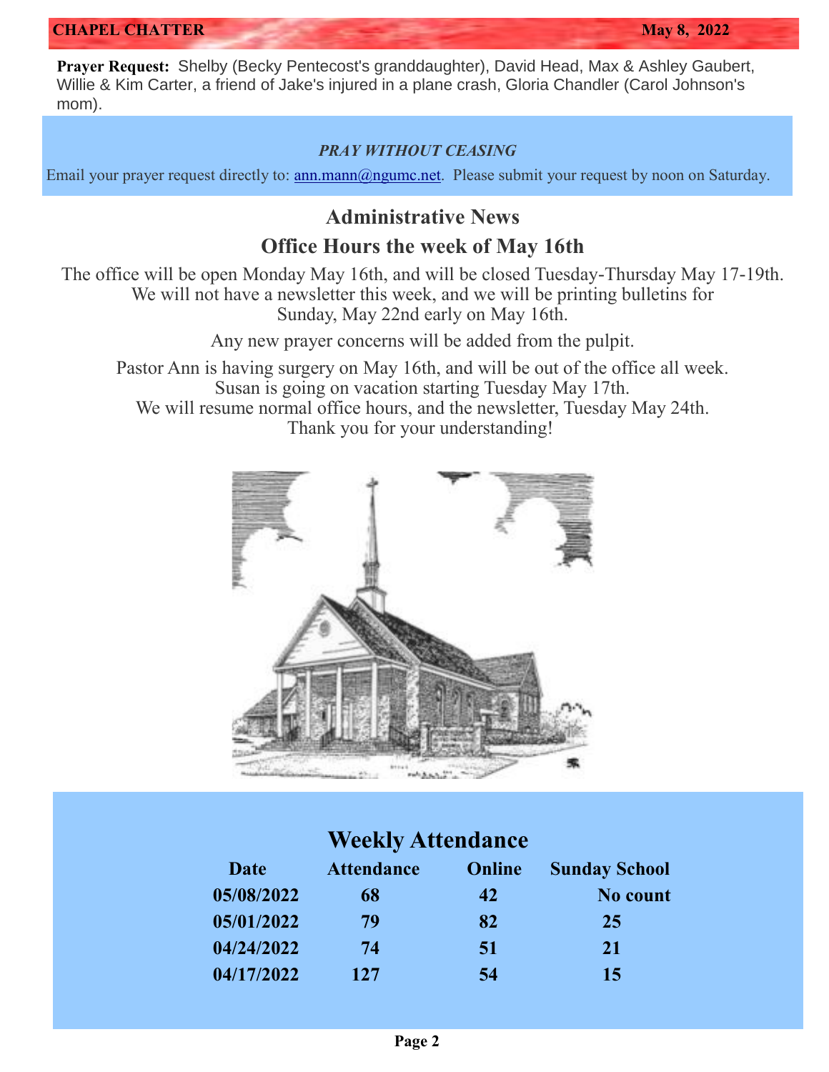CHAPEL CHATTER May 8, 2022

**Prayer Request:** Shelby (Becky Pentecost's granddaughter), David Head, Max & Ashley Gaubert, Willie & Kim Carter, a friend of Jake's injured in a plane crash, Gloria Chandler (Carol Johnson's mom).

***PRAY WITHOUT CEASING***

Email your prayer request directly to: ann.mann@ngumc.net. Please submit your request by noon on Saturday.

## Administrative News

## Office Hours the week of May 16th

The office will be open Monday May 16th, and will be closed Tuesday-Thursday May 17-19th. We will not have a newsletter this week, and we will be printing bulletins for Sunday, May 22nd early on May 16th.

Any new prayer concerns will be added from the pulpit.

Pastor Ann is having surgery on May 16th, and will be out of the office all week.
Susan is going on vacation starting Tuesday May 17th.
We will resume normal office hours, and the newsletter, Tuesday May 24th.
Thank you for your understanding!

## Weekly Attendance

| Date | Attendance | Online | Sunday School |
| --- | --- | --- | --- |
| 05/08/2022 | 68 | 42 | No count |
| 05/01/2022 | 79 | 82 | 25 |
| 04/24/2022 | 74 | 51 | 21 |
| 04/17/2022 | 127 | 54 | 15 |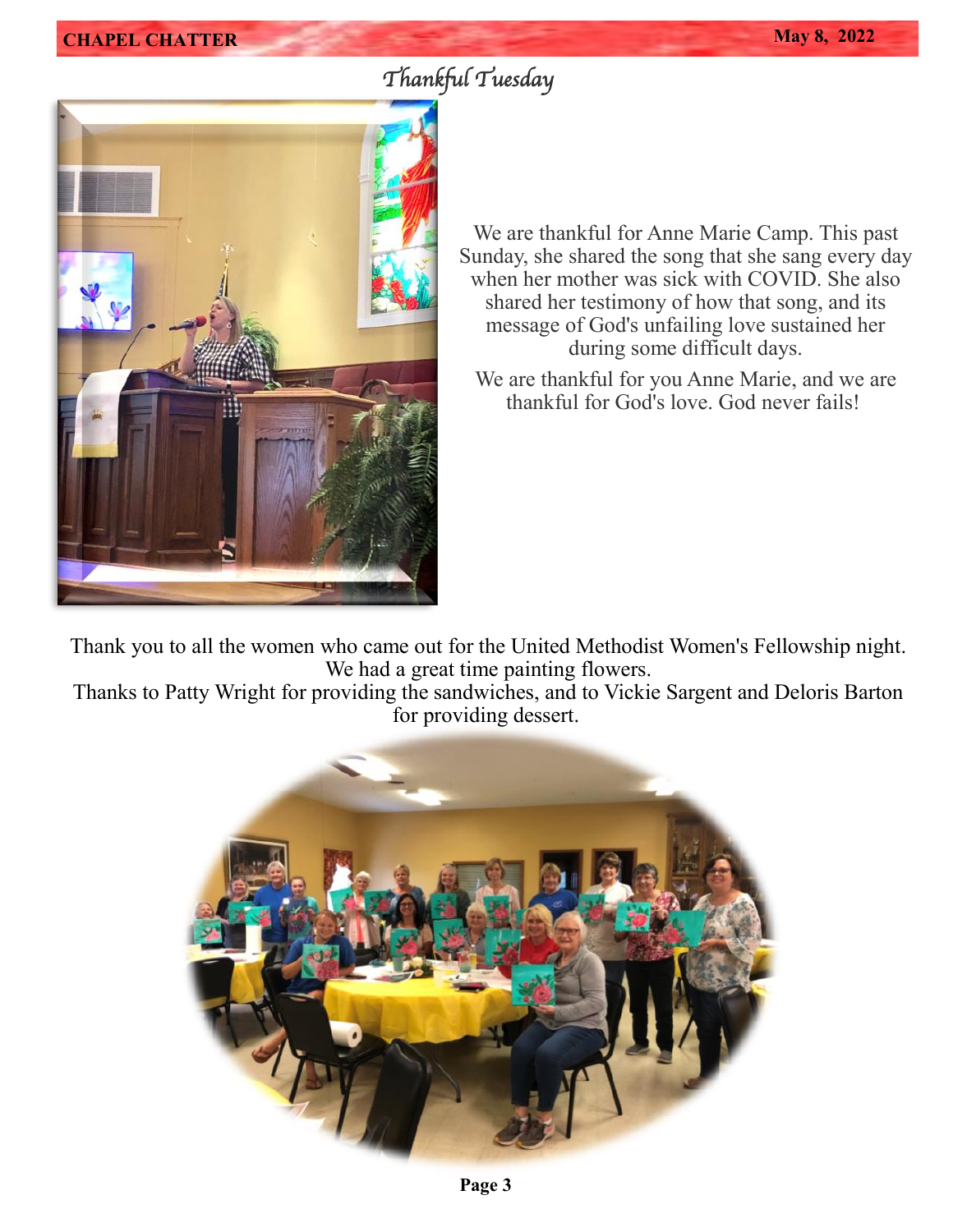# Thankful Tuesday

We are thankful for Anne Marie Camp. This past Sunday, she shared the song that she sang every day when her mother was sick with COVID. She also shared her testimony of how that song, and its message of God's unfailing love sustained her during some difficult days.

We are thankful for you Anne Marie, and we are thankful for God's love. God never fails!

Thank you to all the women who came out for the United Methodist Women's Fellowship night. We had a great time painting flowers.
Thanks to Patty Wright for providing the sandwiches, and to Vickie Sargent and Deloris Barton for providing dessert.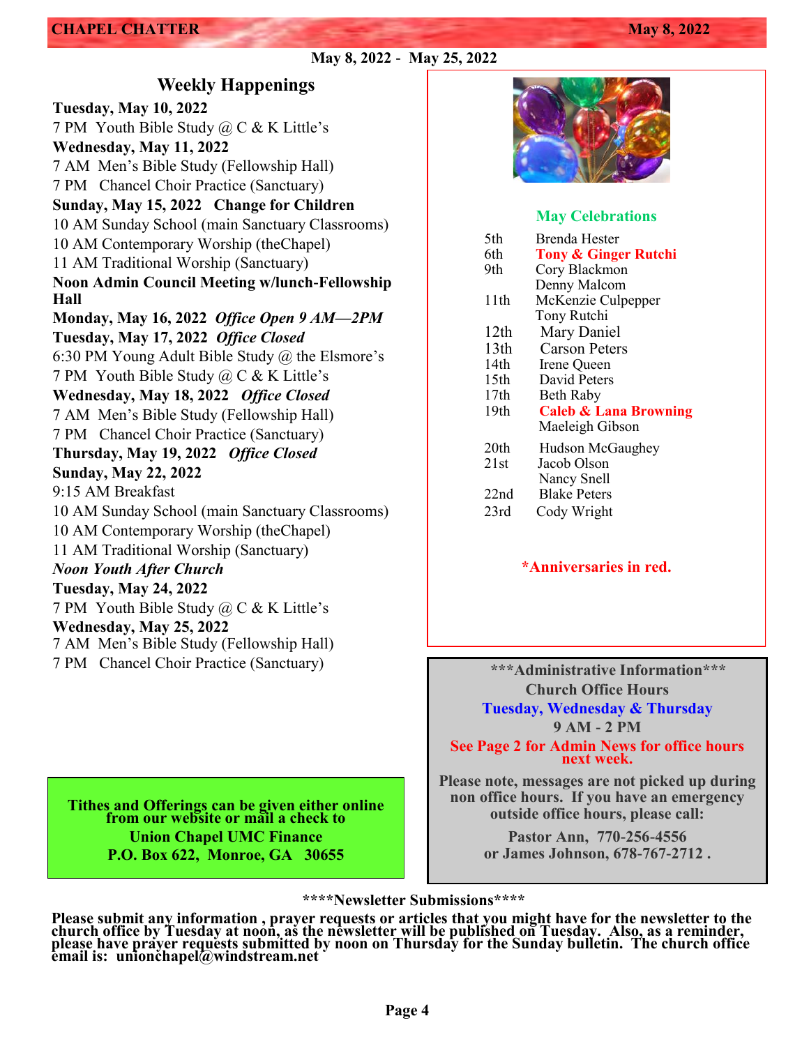May 8, 2022 - May 25, 2022

## Weekly Happenings

**Tuesday, May 10, 2022**
7 PM Youth Bible Study @ C & K Little's

**Wednesday, May 11, 2022**
7 AM Men's Bible Study (Fellowship Hall)
7 PM Chancel Choir Practice (Sanctuary)

**Sunday, May 15, 2022 Change for Children**
10 AM Sunday School (main Sanctuary Classrooms)
10 AM Contemporary Worship (theChapel)
11 AM Traditional Worship (Sanctuary)
**Noon Admin Council Meeting w/lunch-Fellowship Hall**

**Monday, May 16, 2022** ***Office Open 9 AM—2PM***

**Tuesday, May 17, 2022** ***Office Closed***
6:30 PM Young Adult Bible Study @ the Elsmore's
7 PM Youth Bible Study @ C & K Little's

**Wednesday, May 18, 2022** ***Office Closed***
7 AM Men's Bible Study (Fellowship Hall)
7 PM Chancel Choir Practice (Sanctuary)

**Thursday, May 19, 2022** ***Office Closed***

**Sunday, May 22, 2022**
9:15 AM Breakfast
10 AM Sunday School (main Sanctuary Classrooms)
10 AM Contemporary Worship (theChapel)
11 AM Traditional Worship (Sanctuary)
***Noon Youth After Church***

**Tuesday, May 24, 2022**
7 PM Youth Bible Study @ C & K Little's

**Wednesday, May 25, 2022**
7 AM Men's Bible Study (Fellowship Hall)
7 PM Chancel Choir Practice (Sanctuary)

### May Celebrations

| | |
|---|---|
| 5th | Brenda Hester |
| 6th | **Tony & Ginger Rutchi** |
| 9th | Cory Blackmon |
| | Denny Malcom |
| 11th | McKenzie Culpepper |
| | Tony Rutchi |
| 12th | Mary Daniel |
| 13th | Carson Peters |
| 14th | Irene Queen |
| 15th | David Peters |
| 17th | Beth Raby |
| 19th | **Caleb & Lana Browning** |
| | Maeleigh Gibson |
| 20th | Hudson McGaughey |
| 21st | Jacob Olson |
| | Nancy Snell |
| 22nd | Blake Peters |
| 23rd | Cody Wright |

***Anniversaries in red.**

**Tithes and Offerings can be given either online from our website or mail a check to**
**Union Chapel UMC Finance**
**P.O. Box 622, Monroe, GA 30655**

**\*\*\*Administrative Information\*\*\***
**Church Office Hours**
**Tuesday, Wednesday & Thursday**
**9 AM - 2 PM**
**See Page 2 for Admin News for office hours next week.**

**Please note, messages are not picked up during non office hours. If you have an emergency outside office hours, please call:**

**Pastor Ann, 770-256-4556**
**or James Johnson, 678-767-2712 .**

**\*\*\*\*Newsletter Submissions\*\*\*\***

**Please submit any information , prayer requests or articles that you might have for the newsletter to the church office by Tuesday at noon, as the newsletter will be published on Tuesday. Also, as a reminder, please have prayer requests submitted by noon on Thursday for the Sunday bulletin. The church office email is: unionchapel@windstream.net**